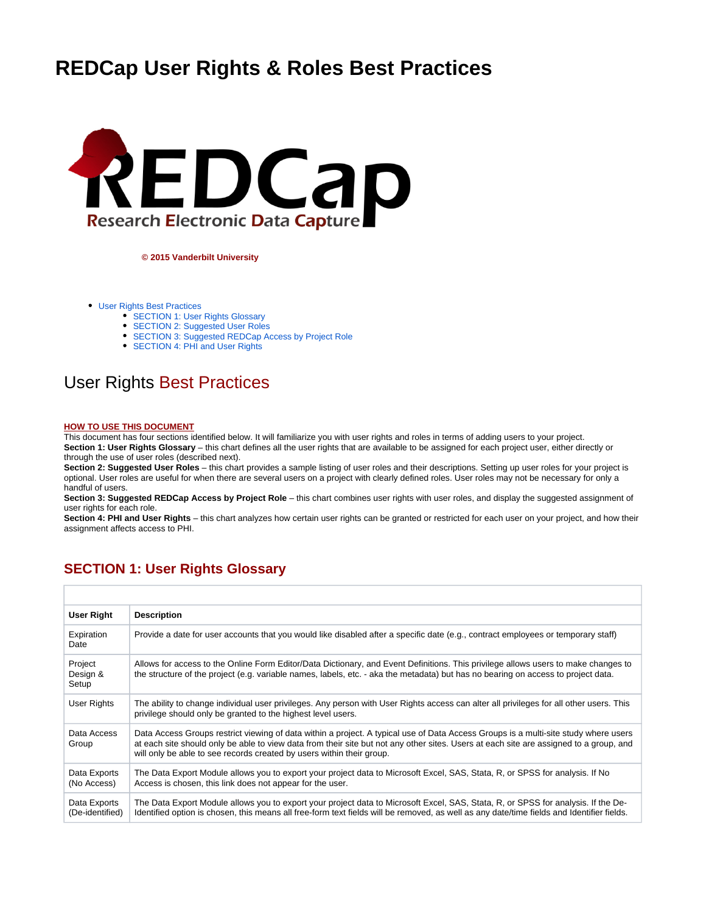# REDCap User Rights & Roles Best Practices

**© 2015 Vanderbilt University**

- User Rights Best Practices
  - SECTION 1: User Rights Glossary
  - SECTION 2: Suggested User Roles
  - SECTION 3: Suggested REDCap Access by Project Role
  - SECTION 4: PHI and User Rights

## User Rights Best Practices

**HOW TO USE THIS DOCUMENT**

This document has four sections identified below. It will familiarize you with user rights and roles in terms of adding users to your project.

**Section 1: User Rights Glossary** – this chart defines all the user rights that are available to be assigned for each project user, either directly or through the use of user roles (described next).

**Section 2: Suggested User Roles** – this chart provides a sample listing of user roles and their descriptions. Setting up user roles for your project is optional. User roles are useful for when there are several users on a project with clearly defined roles. User roles may not be necessary for only a handful of users.

**Section 3: Suggested REDCap Access by Project Role** – this chart combines user rights with user roles, and display the suggested assignment of user rights for each role.

**Section 4: PHI and User Rights** – this chart analyzes how certain user rights can be granted or restricted for each user on your project, and how their assignment affects access to PHI.

## SECTION 1: User Rights Glossary

| User Right | Description |
|---|---|
| Expiration Date | Provide a date for user accounts that you would like disabled after a specific date (e.g., contract employees or temporary staff) |
| Project Design & Setup | Allows for access to the Online Form Editor/Data Dictionary, and Event Definitions. This privilege allows users to make changes to the structure of the project (e.g. variable names, labels, etc. - aka the metadata) but has no bearing on access to project data. |
| User Rights | The ability to change individual user privileges. Any person with User Rights access can alter all privileges for all other users. This privilege should only be granted to the highest level users. |
| Data Access Group | Data Access Groups restrict viewing of data within a project. A typical use of Data Access Groups is a multi-site study where users at each site should only be able to view data from their site but not any other sites. Users at each site are assigned to a group, and will only be able to see records created by users within their group. |
| Data Exports (No Access) | The Data Export Module allows you to export your project data to Microsoft Excel, SAS, Stata, R, or SPSS for analysis. If No Access is chosen, this link does not appear for the user. |
| Data Exports (De-identified) | The Data Export Module allows you to export your project data to Microsoft Excel, SAS, Stata, R, or SPSS for analysis. If the De-Identified option is chosen, this means all free-form text fields will be removed, as well as any date/time fields and Identifier fields. |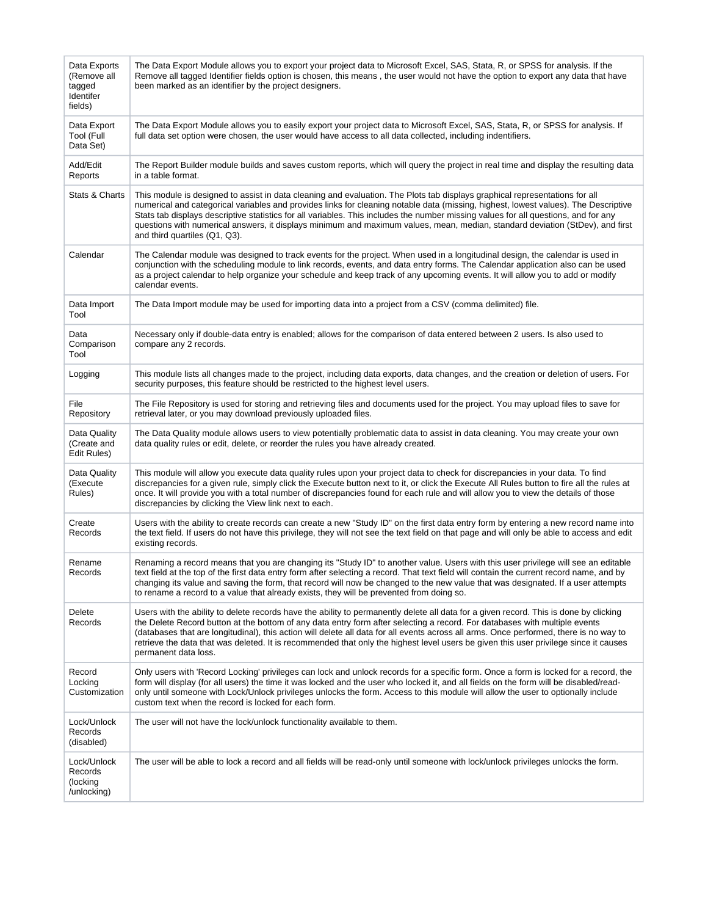| | |
|---|---|
| Data Exports (Remove all tagged Identifer fields) | The Data Export Module allows you to export your project data to Microsoft Excel, SAS, Stata, R, or SPSS for analysis. If the Remove all tagged Identifier fields option is chosen, this means , the user would not have the option to export any data that have been marked as an identifier by the project designers. |
| Data Export Tool (Full Data Set) | The Data Export Module allows you to easily export your project data to Microsoft Excel, SAS, Stata, R, or SPSS for analysis. If full data set option were chosen, the user would have access to all data collected, including indentifiers. |
| Add/Edit Reports | The Report Builder module builds and saves custom reports, which will query the project in real time and display the resulting data in a table format. |
| Stats & Charts | This module is designed to assist in data cleaning and evaluation. The Plots tab displays graphical representations for all numerical and categorical variables and provides links for cleaning notable data (missing, highest, lowest values). The Descriptive Stats tab displays descriptive statistics for all variables. This includes the number missing values for all questions, and for any questions with numerical answers, it displays minimum and maximum values, mean, median, standard deviation (StDev), and first and third quartiles (Q1, Q3). |
| Calendar | The Calendar module was designed to track events for the project. When used in a longitudinal design, the calendar is used in conjunction with the scheduling module to link records, events, and data entry forms. The Calendar application also can be used as a project calendar to help organize your schedule and keep track of any upcoming events. It will allow you to add or modify calendar events. |
| Data Import Tool | The Data Import module may be used for importing data into a project from a CSV (comma delimited) file. |
| Data Comparison Tool | Necessary only if double-data entry is enabled; allows for the comparison of data entered between 2 users. Is also used to compare any 2 records. |
| Logging | This module lists all changes made to the project, including data exports, data changes, and the creation or deletion of users. For security purposes, this feature should be restricted to the highest level users. |
| File Repository | The File Repository is used for storing and retrieving files and documents used for the project. You may upload files to save for retrieval later, or you may download previously uploaded files. |
| Data Quality (Create and Edit Rules) | The Data Quality module allows users to view potentially problematic data to assist in data cleaning. You may create your own data quality rules or edit, delete, or reorder the rules you have already created. |
| Data Quality (Execute Rules) | This module will allow you execute data quality rules upon your project data to check for discrepancies in your data. To find discrepancies for a given rule, simply click the Execute button next to it, or click the Execute All Rules button to fire all the rules at once. It will provide you with a total number of discrepancies found for each rule and will allow you to view the details of those discrepancies by clicking the View link next to each. |
| Create Records | Users with the ability to create records can create a new "Study ID" on the first data entry form by entering a new record name into the text field. If users do not have this privilege, they will not see the text field on that page and will only be able to access and edit existing records. |
| Rename Records | Renaming a record means that you are changing its "Study ID" to another value. Users with this user privilege will see an editable text field at the top of the first data entry form after selecting a record. That text field will contain the current record name, and by changing its value and saving the form, that record will now be changed to the new value that was designated. If a user attempts to rename a record to a value that already exists, they will be prevented from doing so. |
| Delete Records | Users with the ability to delete records have the ability to permanently delete all data for a given record. This is done by clicking the Delete Record button at the bottom of any data entry form after selecting a record. For databases with multiple events (databases that are longitudinal), this action will delete all data for all events across all arms. Once performed, there is no way to retrieve the data that was deleted. It is recommended that only the highest level users be given this user privilege since it causes permanent data loss. |
| Record Locking Customization | Only users with 'Record Locking' privileges can lock and unlock records for a specific form. Once a form is locked for a record, the form will display (for all users) the time it was locked and the user who locked it, and all fields on the form will be disabled/read-only until someone with Lock/Unlock privileges unlocks the form. Access to this module will allow the user to optionally include custom text when the record is locked for each form. |
| Lock/Unlock Records (disabled) | The user will not have the lock/unlock functionality available to them. |
| Lock/Unlock Records (locking /unlocking) | The user will be able to lock a record and all fields will be read-only until someone with lock/unlock privileges unlocks the form. |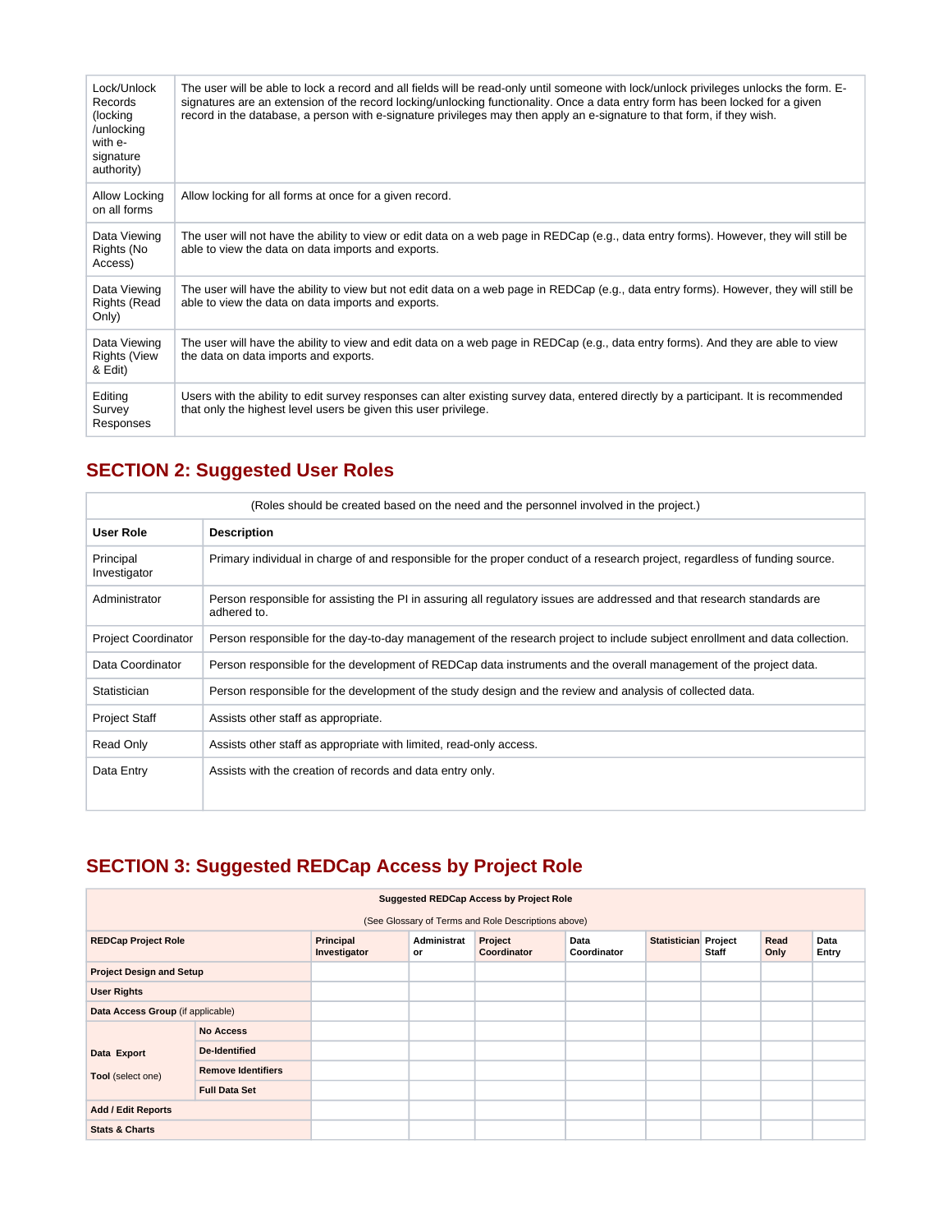| | |
|---|---|
| Lock/Unlock Records (locking /unlocking with e-signature authority) | The user will be able to lock a record and all fields will be read-only until someone with lock/unlock privileges unlocks the form. E-signatures are an extension of the record locking/unlocking functionality. Once a data entry form has been locked for a given record in the database, a person with e-signature privileges may then apply an e-signature to that form, if they wish. |
| Allow Locking on all forms | Allow locking for all forms at once for a given record. |
| Data Viewing Rights (No Access) | The user will not have the ability to view or edit data on a web page in REDCap (e.g., data entry forms). However, they will still be able to view the data on data imports and exports. |
| Data Viewing Rights (Read Only) | The user will have the ability to view but not edit data on a web page in REDCap (e.g., data entry forms). However, they will still be able to view the data on data imports and exports. |
| Data Viewing Rights (View & Edit) | The user will have the ability to view and edit data on a web page in REDCap (e.g., data entry forms). And they are able to view the data on data imports and exports. |
| Editing Survey Responses | Users with the ability to edit survey responses can alter existing survey data, entered directly by a participant. It is recommended that only the highest level users be given this user privilege. |

## SECTION 2: Suggested User Roles

(Roles should be created based on the need and the personnel involved in the project.)

| User Role | Description |
|---|---|
| Principal Investigator | Primary individual in charge of and responsible for the proper conduct of a research project, regardless of funding source. |
| Administrator | Person responsible for assisting the PI in assuring all regulatory issues are addressed and that research standards are adhered to. |
| Project Coordinator | Person responsible for the day-to-day management of the research project to include subject enrollment and data collection. |
| Data Coordinator | Person responsible for the development of REDCap data instruments and the overall management of the project data. |
| Statistician | Person responsible for the development of the study design and the review and analysis of collected data. |
| Project Staff | Assists other staff as appropriate. |
| Read Only | Assists other staff as appropriate with limited, read-only access. |
| Data Entry | Assists with the creation of records and data entry only. |

## SECTION 3: Suggested REDCap Access by Project Role

**Suggested REDCap Access by Project Role**

(See Glossary of Terms and Role Descriptions above)

| **REDCap Project Role** | | **Principal Investigator** | **Administrator** | **Project Coordinator** | **Data Coordinator** | **Statistician** | **Project Staff** | **Read Only** | **Data Entry** |
|---|---|---|---|---|---|---|---|---|---|
| **Project Design and Setup** | | | | | | | | | |
| **User Rights** | | | | | | | | | |
| **Data Access Group** (if applicable) | | | | | | | | | |
| **Data Export Tool** (select one) | **No Access** | | | | | | | | |
| | **De-Identified** | | | | | | | | |
| | **Remove Identifiers** | | | | | | | | |
| | **Full Data Set** | | | | | | | | |
| **Add / Edit Reports** | | | | | | | | | |
| **Stats & Charts** | | | | | | | | | |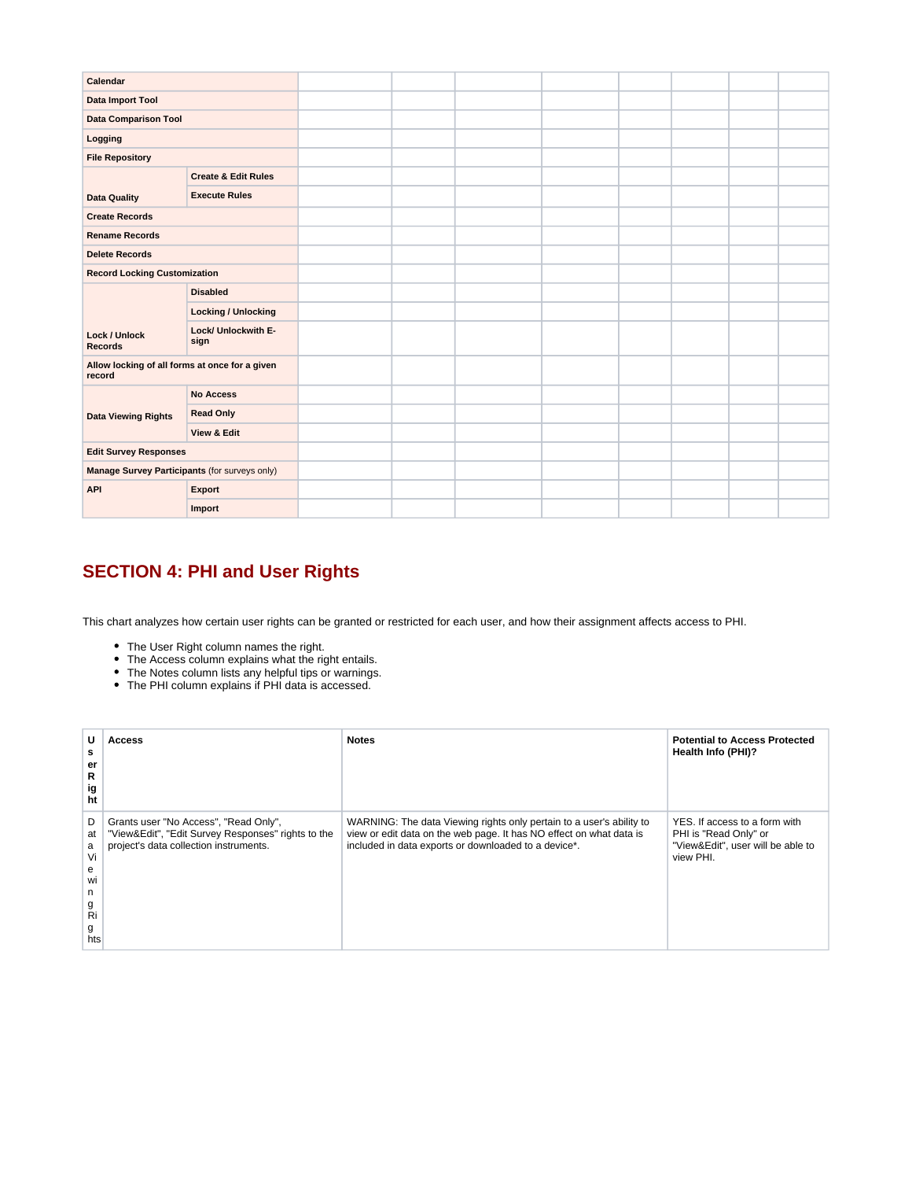| | | | | | | | | | |
|---|---|---|---|---|---|---|---|---|---|
| **Calendar** | | | | | | | | | |
| **Data Import Tool** | | | | | | | | | |
| **Data Comparison Tool** | | | | | | | | | |
| **Logging** | | | | | | | | | |
| **File Repository** | | | | | | | | | |
| **Data Quality** | **Create & Edit Rules** | | | | | | | | |
| | **Execute Rules** | | | | | | | | |
| **Create Records** | | | | | | | | | |
| **Rename Records** | | | | | | | | | |
| **Delete Records** | | | | | | | | | |
| **Record Locking Customization** | | | | | | | | | |
| **Lock / Unlock Records** | **Disabled** | | | | | | | | |
| | **Locking / Unlocking** | | | | | | | | |
| | **Lock/ Unlockwith E-sign** | | | | | | | | |
| **Allow locking of all forms at once for a given record** | | | | | | | | | |
| **Data Viewing Rights** | **No Access** | | | | | | | | |
| | **Read Only** | | | | | | | | |
| | **View & Edit** | | | | | | | | |
| **Edit Survey Responses** | | | | | | | | | |
| **Manage Survey Participants** (for surveys only) | | | | | | | | | |
| **API** | **Export** | | | | | | | | |
| | **Import** | | | | | | | | |

## SECTION 4: PHI and User Rights

This chart analyzes how certain user rights can be granted or restricted for each user, and how their assignment affects access to PHI.

- The User Right column names the right.
- The Access column explains what the right entails.
- The Notes column lists any helpful tips or warnings.
- The PHI column explains if PHI data is accessed.

| User Right | Access | Notes | Potential to Access Protected Health Info (PHI)? |
|---|---|---|---|
| Data Viewing Rights | Grants user "No Access", "Read Only", "View&Edit", "Edit Survey Responses" rights to the project's data collection instruments. | WARNING: The data Viewing rights only pertain to a user's ability to view or edit data on the web page. It has NO effect on what data is included in data exports or downloaded to a device*. | YES. If access to a form with PHI is "Read Only" or "View&Edit", user will be able to view PHI. |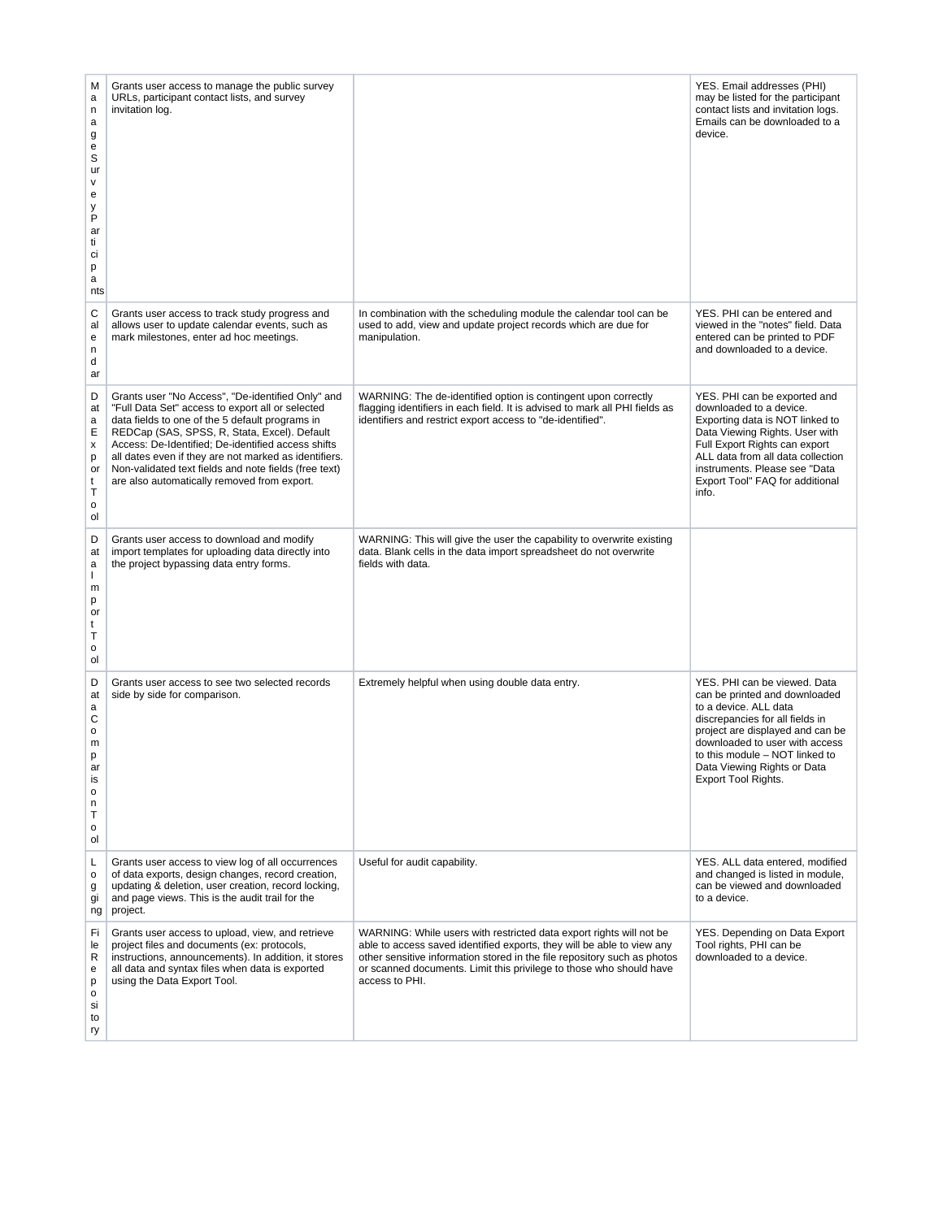| Manage Survey Participants | Grants user access to manage the public survey URLs, participant contact lists, and survey invitation log. | | YES. Email addresses (PHI) may be listed for the participant contact lists and invitation logs. Emails can be downloaded to a device. |
|---|---|---|---|
| Calendar | Grants user access to track study progress and allows user to update calendar events, such as mark milestones, enter ad hoc meetings. | In combination with the scheduling module the calendar tool can be used to add, view and update project records which are due for manipulation. | YES. PHI can be entered and viewed in the "notes" field. Data entered can be printed to PDF and downloaded to a device. |
| Data Export Tool | Grants user "No Access", "De-identified Only" and "Full Data Set" access to export all or selected data fields to one of the 5 default programs in REDCap (SAS, SPSS, R, Stata, Excel). Default Access: De-Identified; De-identified access shifts all dates even if they are not marked as identifiers. Non-validated text fields and note fields (free text) are also automatically removed from export. | WARNING: The de-identified option is contingent upon correctly flagging identifiers in each field. It is advised to mark all PHI fields as identifiers and restrict export access to "de-identified". | YES. PHI can be exported and downloaded to a device. Exporting data is NOT linked to Data Viewing Rights. User with Full Export Rights can export ALL data from all data collection instruments. Please see "Data Export Tool" FAQ for additional info. |
| Data Import Tool | Grants user access to download and modify import templates for uploading data directly into the project bypassing data entry forms. | WARNING: This will give the user the capability to overwrite existing data. Blank cells in the data import spreadsheet do not overwrite fields with data. | |
| Data Comparison Tool | Grants user access to see two selected records side by side for comparison. | Extremely helpful when using double data entry. | YES. PHI can be viewed. Data can be printed and downloaded to a device. ALL data discrepancies for all fields in project are displayed and can be downloaded to user with access to this module – NOT linked to Data Viewing Rights or Data Export Tool Rights. |
| Logging | Grants user access to view log of all occurrences of data exports, design changes, record creation, updating & deletion, user creation, record locking, and page views. This is the audit trail for the project. | Useful for audit capability. | YES. ALL data entered, modified and changed is listed in module, can be viewed and downloaded to a device. |
| File Repository | Grants user access to upload, view, and retrieve project files and documents (ex: protocols, instructions, announcements). In addition, it stores all data and syntax files when data is exported using the Data Export Tool. | WARNING: While users with restricted data export rights will not be able to access saved identified exports, they will be able to view any other sensitive information stored in the file repository such as photos or scanned documents. Limit this privilege to those who should have access to PHI. | YES. Depending on Data Export Tool rights, PHI can be downloaded to a device. |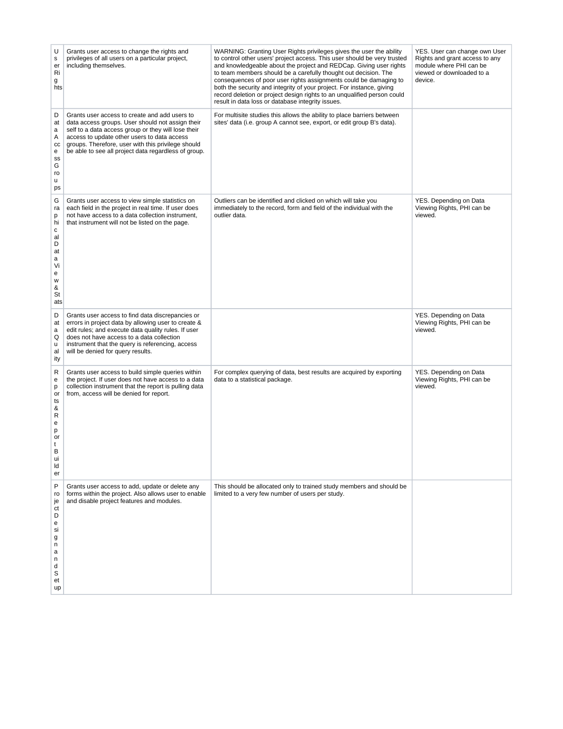| User Rights | Grants user access to change the rights and privileges of all users on a particular project, including themselves. | WARNING: Granting User Rights privileges gives the user the ability to control other users' project access. This user should be very trusted and knowledgeable about the project and REDCap. Giving user rights to team members should be a carefully thought out decision. The consequences of poor user rights assignments could be damaging to both the security and integrity of your project. For instance, giving record deletion or project design rights to an unqualified person could result in data loss or database integrity issues. | YES. User can change own User Rights and grant access to any module where PHI can be viewed or downloaded to a device. |
|---|---|---|---|
| Data Access Groups | Grants user access to create and add users to data access groups. User should not assign their self to a data access group or they will lose their access to update other users to data access groups. Therefore, user with this privilege should be able to see all project data regardless of group. | For multisite studies this allows the ability to place barriers between sites' data (i.e. group A cannot see, export, or edit group B's data). | |
| Graphical Data View & Stats | Grants user access to view simple statistics on each field in the project in real time. If user does not have access to a data collection instrument, that instrument will not be listed on the page. | Outliers can be identified and clicked on which will take you immediately to the record, form and field of the individual with the outlier data. | YES. Depending on Data Viewing Rights, PHI can be viewed. |
| Data Quality | Grants user access to find data discrepancies or errors in project data by allowing user to create & edit rules; and execute data quality rules. If user does not have access to a data collection instrument that the query is referencing, access will be denied for query results. | | YES. Depending on Data Viewing Rights, PHI can be viewed. |
| Reports & Report Builder | Grants user access to build simple queries within the project. If user does not have access to a data collection instrument that the report is pulling data from, access will be denied for report. | For complex querying of data, best results are acquired by exporting data to a statistical package. | YES. Depending on Data Viewing Rights, PHI can be viewed. |
| Project Design and Setup | Grants user access to add, update or delete any forms within the project. Also allows user to enable and disable project features and modules. | This should be allocated only to trained study members and should be limited to a very few number of users per study. | |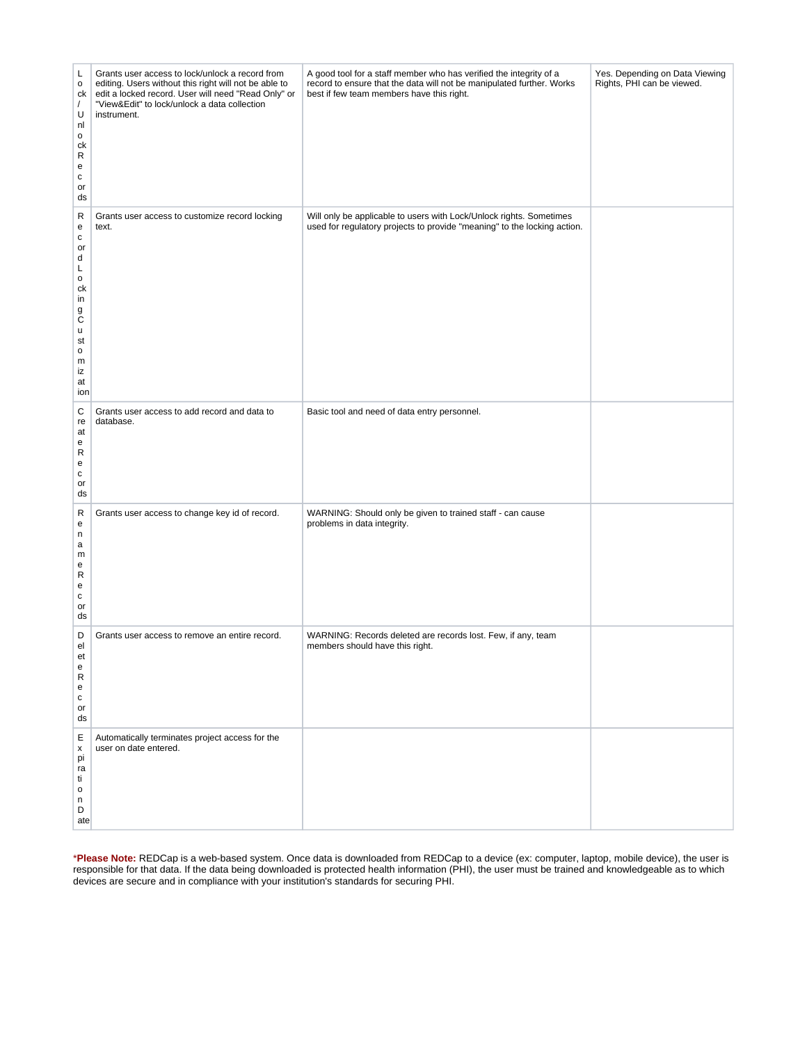| | | | |
|---|---|---|---|
| Lock/Unlock Records | Grants user access to lock/unlock a record from editing. Users without this right will not be able to edit a locked record. User will need "Read Only" or "View&Edit" to lock/unlock a data collection instrument. | A good tool for a staff member who has verified the integrity of a record to ensure that the data will not be manipulated further. Works best if few team members have this right. | Yes. Depending on Data Viewing Rights, PHI can be viewed. |
| Record Locking Customization | Grants user access to customize record locking text. | Will only be applicable to users with Lock/Unlock rights. Sometimes used for regulatory projects to provide "meaning" to the locking action. | |
| Create Records | Grants user access to add record and data to database. | Basic tool and need of data entry personnel. | |
| Rename Records | Grants user access to change key id of record. | WARNING: Should only be given to trained staff - can cause problems in data integrity. | |
| Delete Records | Grants user access to remove an entire record. | WARNING: Records deleted are records lost. Few, if any, team members should have this right. | |
| Expiration Date | Automatically terminates project access for the user on date entered. | | |

***Please Note:** REDCap is a web-based system. Once data is downloaded from REDCap to a device (ex: computer, laptop, mobile device), the user is responsible for that data. If the data being downloaded is protected health information (PHI), the user must be trained and knowledgeable as to which devices are secure and in compliance with your institution's standards for securing PHI.